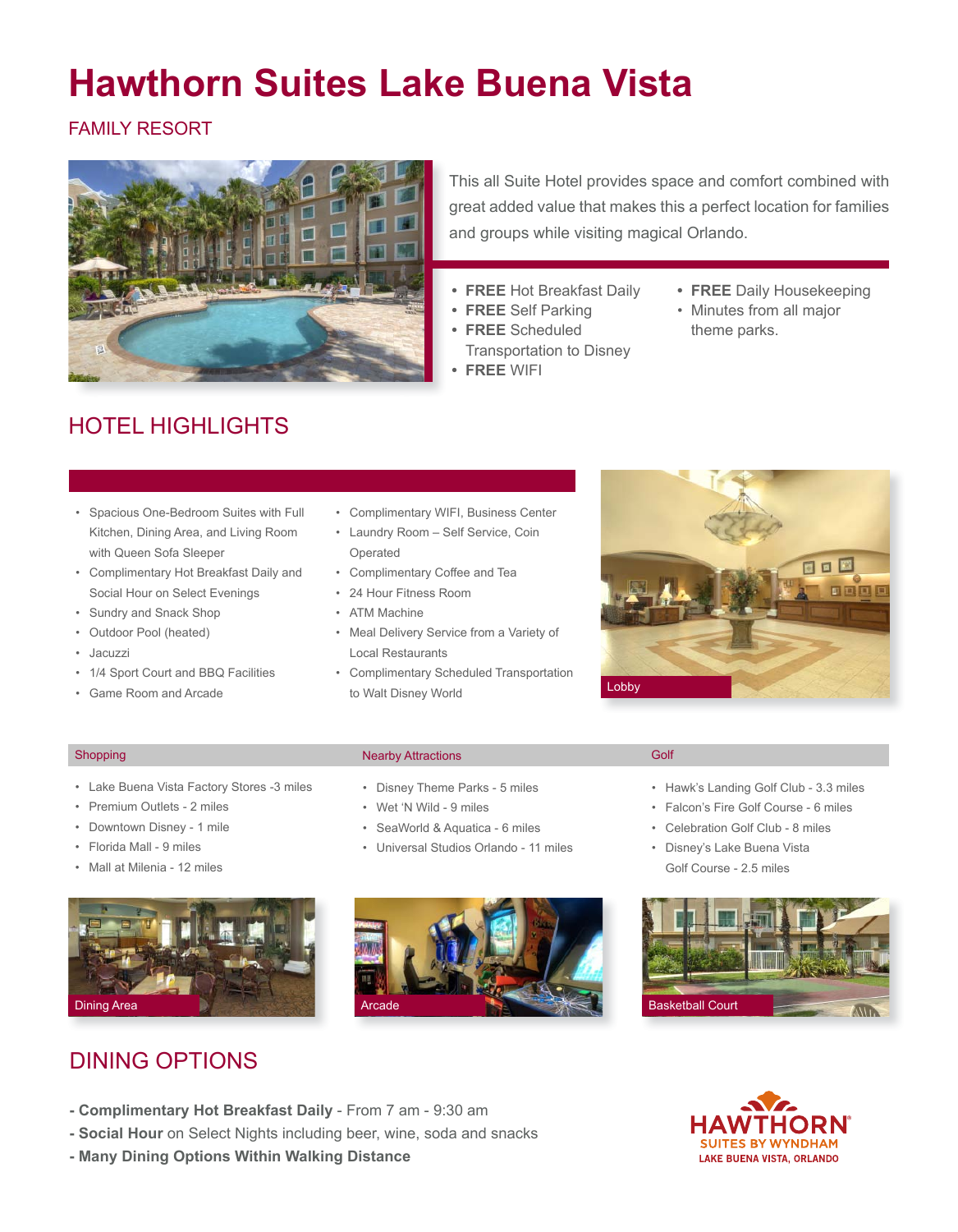# Hawthorn Suites Lake Buena Vista

FAMILY RESORT

This all Suite Hotel provides space and comfort combined with great added value that makes this a perfect location for families and groups while visiting magical Orlando.

- **FREE** Hot Breakfast Daily
- **FREE** Self Parking
- **FREE** Scheduled Transportation to Disney
- **FREE** WIFI
- **FREE** Daily Housekeeping
- Minutes from all major theme parks.

## HOTEL HIGHLIGHTS

- Spacious One-Bedroom Suites with Full Kitchen, Dining Area, and Living Room with Queen Sofa Sleeper
- Complimentary Hot Breakfast Daily and Social Hour on Select Evenings
- Sundry and Snack Shop
- Outdoor Pool (heated)
- Jacuzzi
- 1/4 Sport Court and BBQ Facilities
- Game Room and Arcade
- Complimentary WIFI, Business Center
- Laundry Room – Self Service, Coin Operated
- Complimentary Coffee and Tea
- 24 Hour Fitness Room
- ATM Machine
- Meal Delivery Service from a Variety of Local Restaurants
- Complimentary Scheduled Transportation to Walt Disney World

Lobby

### Shopping

- Lake Buena Vista Factory Stores -3 miles
- Premium Outlets - 2 miles
- Downtown Disney - 1 mile
- Florida Mall - 9 miles
- Mall at Milenia - 12 miles

### Nearby Attractions

- Disney Theme Parks - 5 miles
- Wet 'N Wild - 9 miles
- SeaWorld & Aquatica - 6 miles
- Universal Studios Orlando - 11 miles

### Golf

- Hawk's Landing Golf Club - 3.3 miles
- Falcon's Fire Golf Course - 6 miles
- Celebration Golf Club - 8 miles
- Disney's Lake Buena Vista Golf Course - 2.5 miles

Dining Area

Arcade

Basketball Court

## DINING OPTIONS

- **Complimentary Hot Breakfast Daily** - From 7 am - 9:30 am
- **Social Hour** on Select Nights including beer, wine, soda and snacks
- **Many Dining Options Within Walking Distance**

HAWTHORN SUITES BY WYNDHAM
LAKE BUENA VISTA, ORLANDO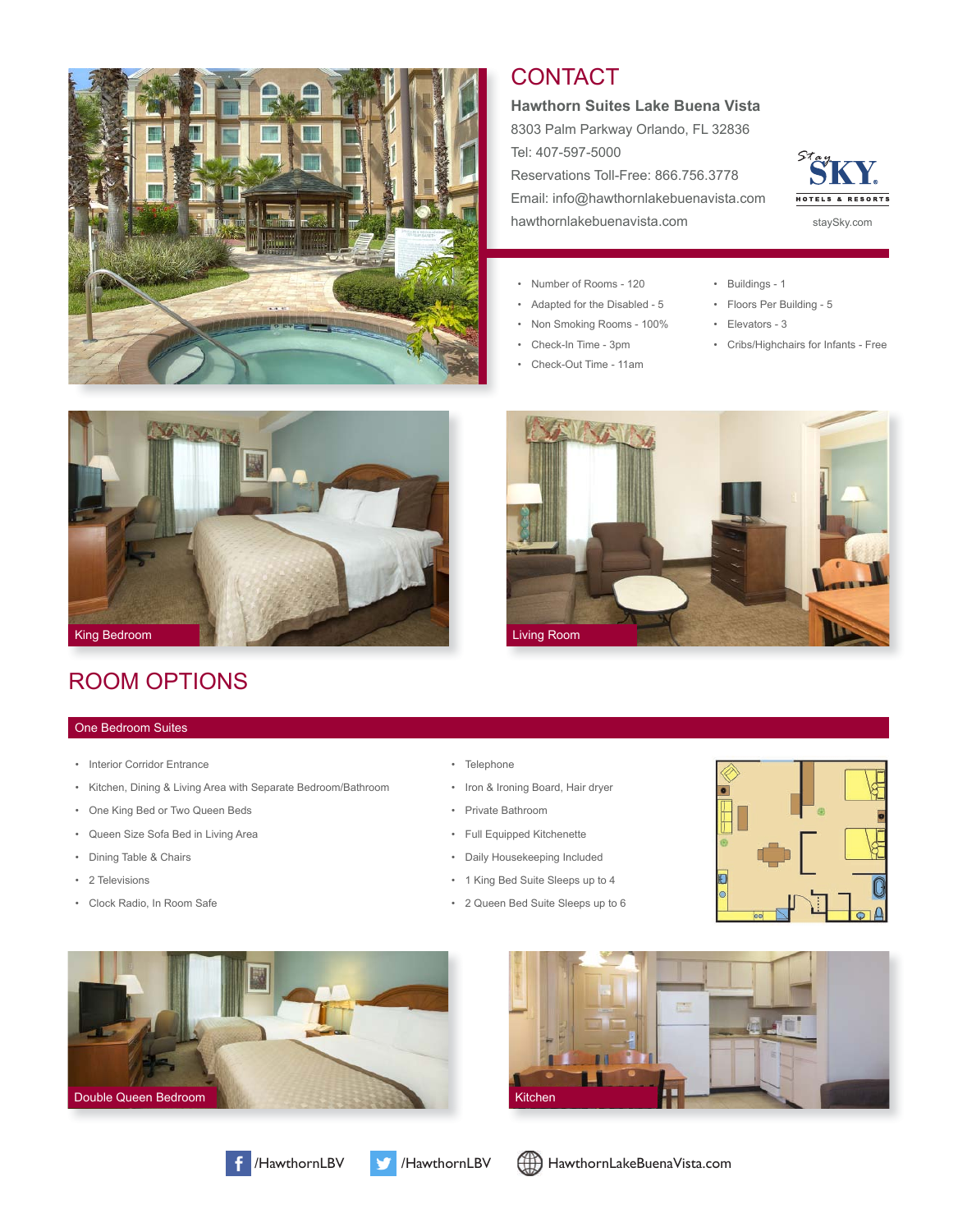## CONTACT

**Hawthorn Suites Lake Buena Vista**

8303 Palm Parkway Orlando, FL 32836

Tel: 407-597-5000

Reservations Toll-Free: 866.756.3778

Email: info@hawthornlakebuenavista.com

hawthornlakebuenavista.com

Stay SKY HOTELS & RESORTS

staySky.com

- Number of Rooms - 120
- Adapted for the Disabled - 5
- Non Smoking Rooms - 100%
- Check-In Time - 3pm
- Check-Out Time - 11am
- Buildings - 1
- Floors Per Building - 5
- Elevators - 3
- Cribs/Highchairs for Infants - Free

King Bedroom

Living Room

## ROOM OPTIONS

### One Bedroom Suites

- Interior Corridor Entrance
- Kitchen, Dining & Living Area with Separate Bedroom/Bathroom
- One King Bed or Two Queen Beds
- Queen Size Sofa Bed in Living Area
- Dining Table & Chairs
- 2 Televisions
- Clock Radio, In Room Safe
- Telephone
- Iron & Ironing Board, Hair dryer
- Private Bathroom
- Full Equipped Kitchenette
- Daily Housekeeping Included
- 1 King Bed Suite Sleeps up to 4
- 2 Queen Bed Suite Sleeps up to 6

Double Queen Bedroom

Kitchen

/HawthornLBV /HawthornLBV HawthornLakeBuenaVista.com